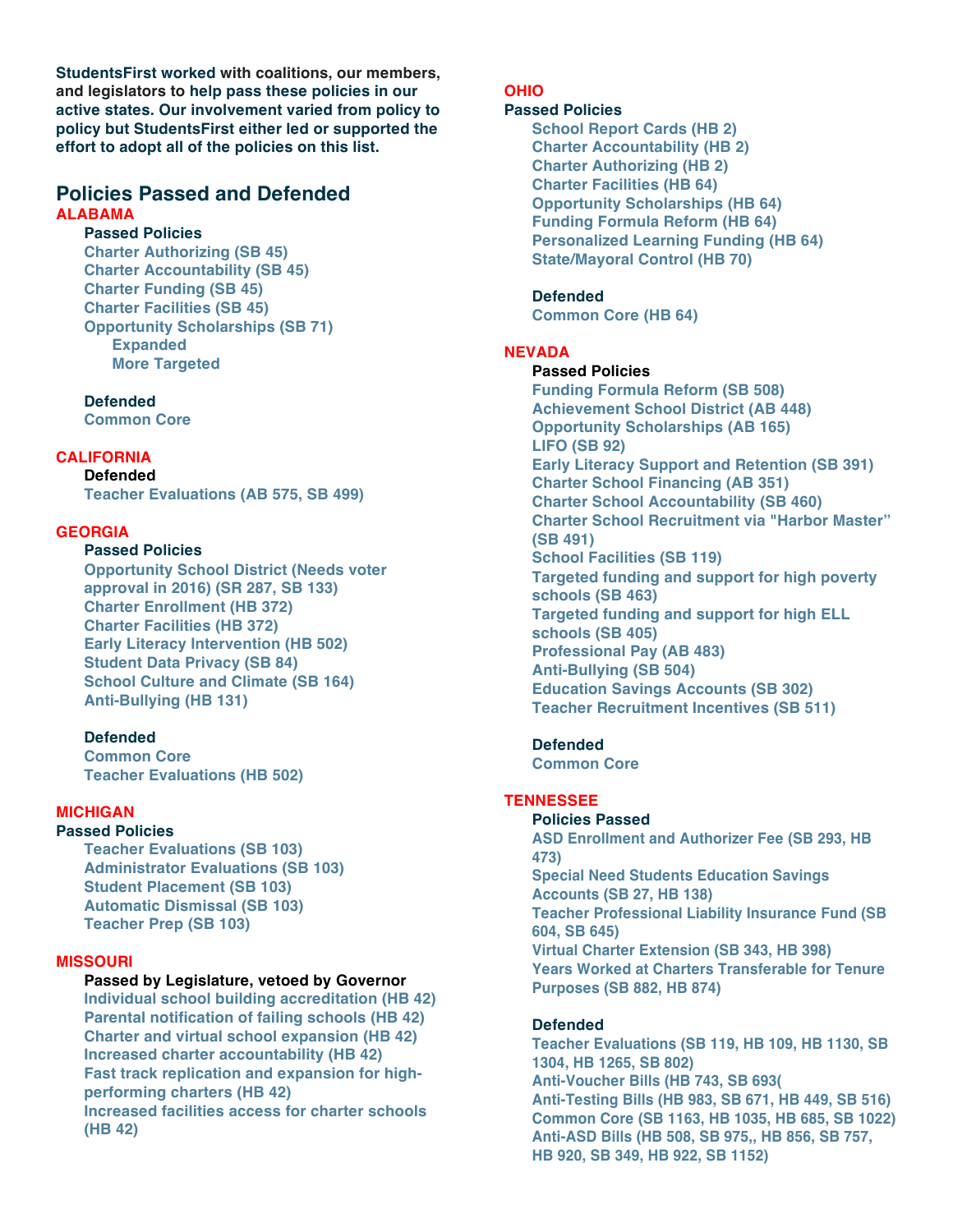**StudentsFirst worked with coalitions, our members, and legislators to help pass these policies in our active states. Our involvement varied from policy to policy but StudentsFirst either led or supported the effort to adopt all of the policies on this list.**

## Policies Passed and Defended

### ALABAMA

**Passed Policies**

- Charter Authorizing (SB 45)
- Charter Accountability (SB 45)
- Charter Funding (SB 45)
- Charter Facilities (SB 45)
- Opportunity Scholarships (SB 71)
  - Expanded
  - More Targeted

**Defended**

- Common Core

### CALIFORNIA

**Defended**

- Teacher Evaluations (AB 575, SB 499)

### GEORGIA

**Passed Policies**

- Opportunity School District (Needs voter approval in 2016) (SR 287, SB 133)
- Charter Enrollment (HB 372)
- Charter Facilities (HB 372)
- Early Literacy Intervention (HB 502)
- Student Data Privacy (SB 84)
- School Culture and Climate (SB 164)
- Anti-Bullying (HB 131)

**Defended**

- Common Core
- Teacher Evaluations (HB 502)

### MICHIGAN

**Passed Policies**

- Teacher Evaluations (SB 103)
- Administrator Evaluations (SB 103)
- Student Placement (SB 103)
- Automatic Dismissal (SB 103)
- Teacher Prep (SB 103)

### MISSOURI

**Passed by Legislature, vetoed by Governor**

- Individual school building accreditation (HB 42)
- Parental notification of failing schools (HB 42)
- Charter and virtual school expansion (HB 42)
- Increased charter accountability (HB 42)
- Fast track replication and expansion for high-performing charters (HB 42)
- Increased facilities access for charter schools (HB 42)

### OHIO

**Passed Policies**

- School Report Cards (HB 2)
- Charter Accountability (HB 2)
- Charter Authorizing (HB 2)
- Charter Facilities (HB 64)
- Opportunity Scholarships (HB 64)
- Funding Formula Reform (HB 64)
- Personalized Learning Funding (HB 64)
- State/Mayoral Control (HB 70)

**Defended**

- Common Core (HB 64)

### NEVADA

**Passed Policies**

- Funding Formula Reform (SB 508)
- Achievement School District (AB 448)
- Opportunity Scholarships (AB 165)
- LIFO (SB 92)
- Early Literacy Support and Retention (SB 391)
- Charter School Financing (AB 351)
- Charter School Accountability (SB 460)
- Charter School Recruitment via "Harbor Master" (SB 491)
- School Facilities (SB 119)
- Targeted funding and support for high poverty schools (SB 463)
- Targeted funding and support for high ELL schools (SB 405)
- Professional Pay (AB 483)
- Anti-Bullying (SB 504)
- Education Savings Accounts (SB 302)
- Teacher Recruitment Incentives (SB 511)

**Defended**

- Common Core

### TENNESSEE

**Policies Passed**

- ASD Enrollment and Authorizer Fee (SB 293, HB 473)
- Special Need Students Education Savings Accounts (SB 27, HB 138)
- Teacher Professional Liability Insurance Fund (SB 604, SB 645)
- Virtual Charter Extension (SB 343, HB 398)
- Years Worked at Charters Transferable for Tenure Purposes (SB 882, HB 874)

**Defended**

- Teacher Evaluations (SB 119, HB 109, HB 1130, SB 1304, HB 1265, SB 802)
- Anti-Voucher Bills (HB 743, SB 693(
- Anti-Testing Bills (HB 983, SB 671, HB 449, SB 516)
- Common Core (SB 1163, HB 1035, HB 685, SB 1022)
- Anti-ASD Bills (HB 508, SB 975,, HB 856, SB 757, HB 920, SB 349, HB 922, SB 1152)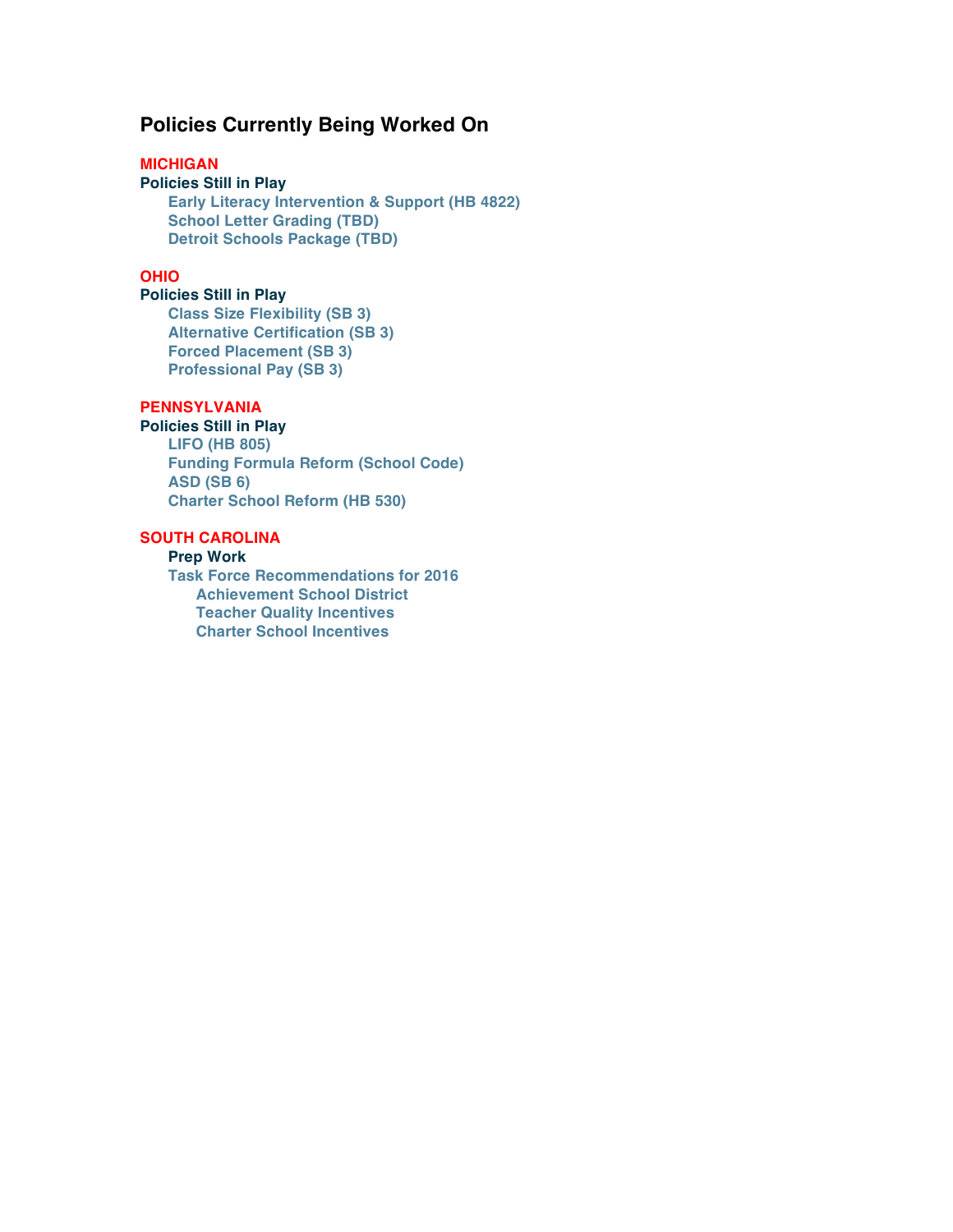## Policies Currently Being Worked On

### MICHIGAN

**Policies Still in Play**

- **Early Literacy Intervention & Support (HB 4822)**
- **School Letter Grading (TBD)**
- **Detroit Schools Package (TBD)**

### OHIO

**Policies Still in Play**

- **Class Size Flexibility (SB 3)**
- **Alternative Certification (SB 3)**
- **Forced Placement (SB 3)**
- **Professional Pay (SB 3)**

### PENNSYLVANIA

**Policies Still in Play**

- **LIFO (HB 805)**
- **Funding Formula Reform (School Code)**
- **ASD (SB 6)**
- **Charter School Reform (HB 530)**

### SOUTH CAROLINA

- **Prep Work**
- **Task Force Recommendations for 2016**
  - **Achievement School District**
  - **Teacher Quality Incentives**
  - **Charter School Incentives**